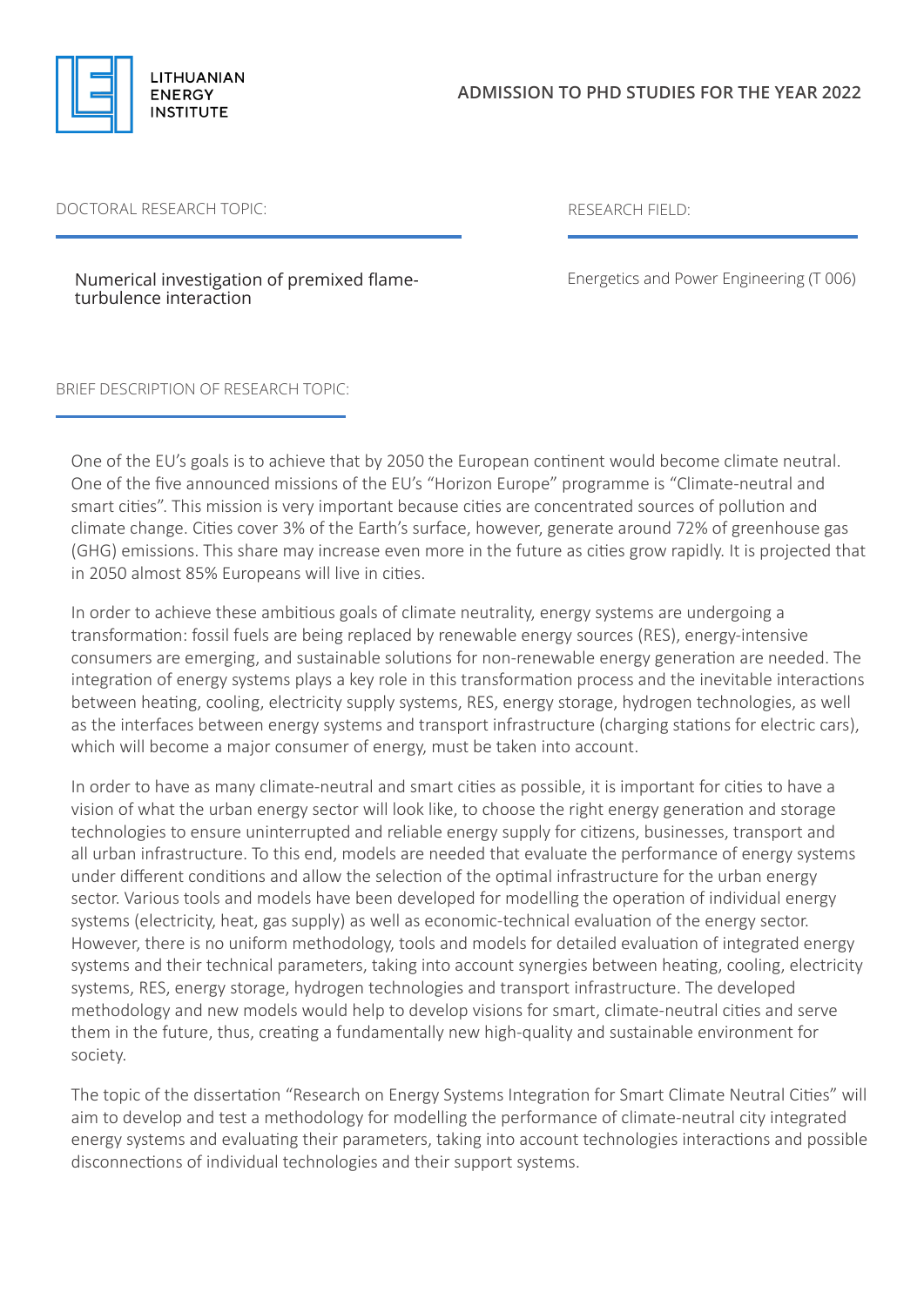LITHUANIAN ENERGY INSTITUTE

## ADMISSION TO PHD STUDIES FOR THE YEAR 2022

DOCTORAL RESEARCH TOPIC:

Numerical investigation of premixed flame-turbulence interaction

RESEARCH FIELD:

Energetics and Power Engineering (T 006)

BRIEF DESCRIPTION OF RESEARCH TOPIC:

One of the EU's goals is to achieve that by 2050 the European continent would become climate neutral. One of the five announced missions of the EU's "Horizon Europe" programme is "Climate-neutral and smart cities". This mission is very important because cities are concentrated sources of pollution and climate change. Cities cover 3% of the Earth's surface, however, generate around 72% of greenhouse gas (GHG) emissions. This share may increase even more in the future as cities grow rapidly. It is projected that in 2050 almost 85% Europeans will live in cities.

In order to achieve these ambitious goals of climate neutrality, energy systems are undergoing a transformation: fossil fuels are being replaced by renewable energy sources (RES), energy-intensive consumers are emerging, and sustainable solutions for non-renewable energy generation are needed. The integration of energy systems plays a key role in this transformation process and the inevitable interactions between heating, cooling, electricity supply systems, RES, energy storage, hydrogen technologies, as well as the interfaces between energy systems and transport infrastructure (charging stations for electric cars), which will become a major consumer of energy, must be taken into account.

In order to have as many climate-neutral and smart cities as possible, it is important for cities to have a vision of what the urban energy sector will look like, to choose the right energy generation and storage technologies to ensure uninterrupted and reliable energy supply for citizens, businesses, transport and all urban infrastructure. To this end, models are needed that evaluate the performance of energy systems under different conditions and allow the selection of the optimal infrastructure for the urban energy sector. Various tools and models have been developed for modelling the operation of individual energy systems (electricity, heat, gas supply) as well as economic-technical evaluation of the energy sector. However, there is no uniform methodology, tools and models for detailed evaluation of integrated energy systems and their technical parameters, taking into account synergies between heating, cooling, electricity systems, RES, energy storage, hydrogen technologies and transport infrastructure. The developed methodology and new models would help to develop visions for smart, climate-neutral cities and serve them in the future, thus, creating a fundamentally new high-quality and sustainable environment for society.

The topic of the dissertation "Research on Energy Systems Integration for Smart Climate Neutral Cities" will aim to develop and test a methodology for modelling the performance of climate-neutral city integrated energy systems and evaluating their parameters, taking into account technologies interactions and possible disconnections of individual technologies and their support systems.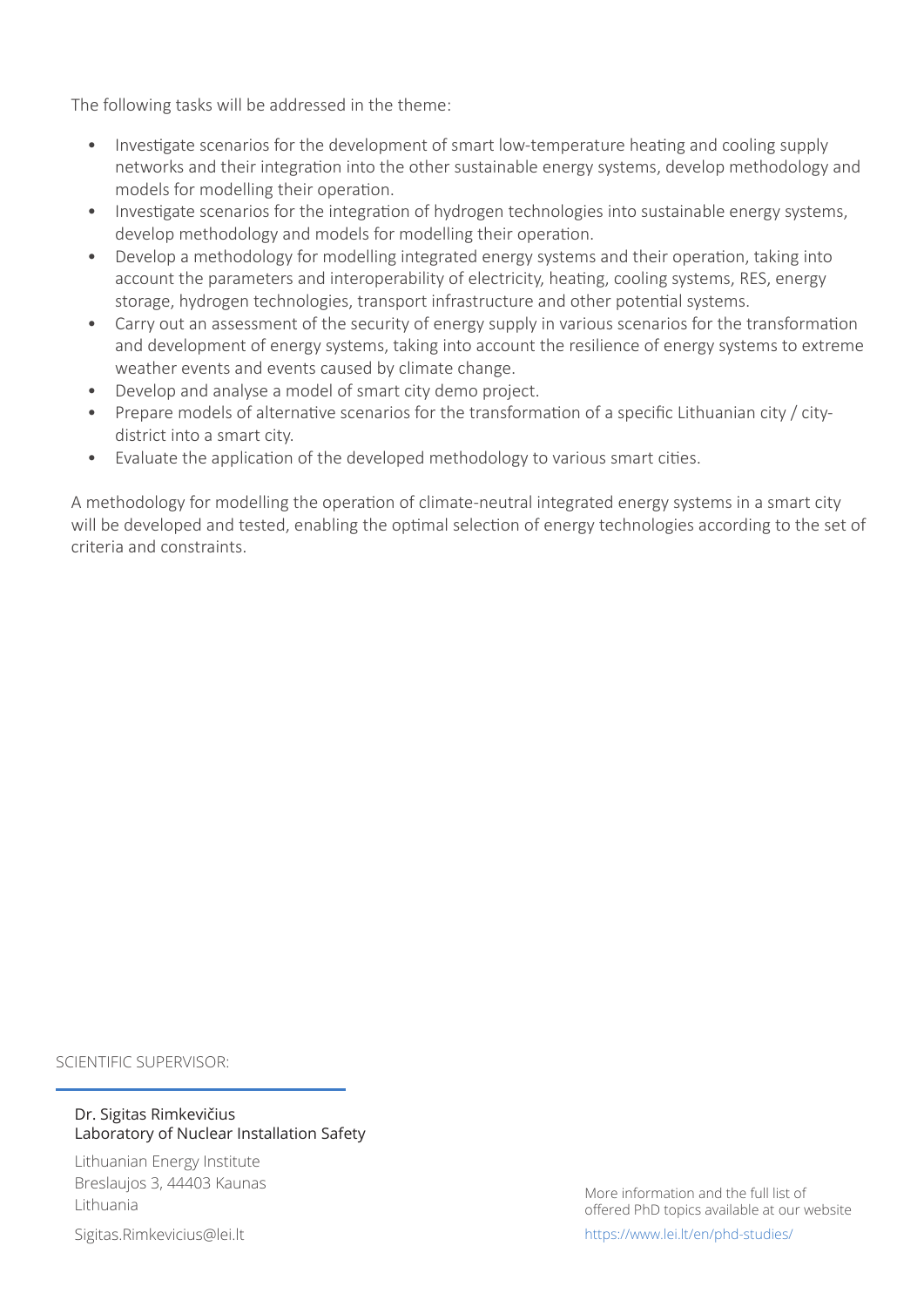The following tasks will be addressed in the theme:

- Investigate scenarios for the development of smart low-temperature heating and cooling supply networks and their integration into the other sustainable energy systems, develop methodology and models for modelling their operation.
- Investigate scenarios for the integration of hydrogen technologies into sustainable energy systems, develop methodology and models for modelling their operation.
- Develop a methodology for modelling integrated energy systems and their operation, taking into account the parameters and interoperability of electricity, heating, cooling systems, RES, energy storage, hydrogen technologies, transport infrastructure and other potential systems.
- Carry out an assessment of the security of energy supply in various scenarios for the transformation and development of energy systems, taking into account the resilience of energy systems to extreme weather events and events caused by climate change.
- Develop and analyse a model of smart city demo project.
- Prepare models of alternative scenarios for the transformation of a specific Lithuanian city / city-district into a smart city.
- Evaluate the application of the developed methodology to various smart cities.

A methodology for modelling the operation of climate-neutral integrated energy systems in a smart city will be developed and tested, enabling the optimal selection of energy technologies according to the set of criteria and constraints.

SCIENTIFIC SUPERVISOR:

Dr. Sigitas Rimkevičius
Laboratory of Nuclear Installation Safety

Lithuanian Energy Institute
Breslaujos 3, 44403 Kaunas
Lithuania

Sigitas.Rimkevicius@lei.lt

More information and the full list of offered PhD topics available at our website

https://www.lei.lt/en/phd-studies/